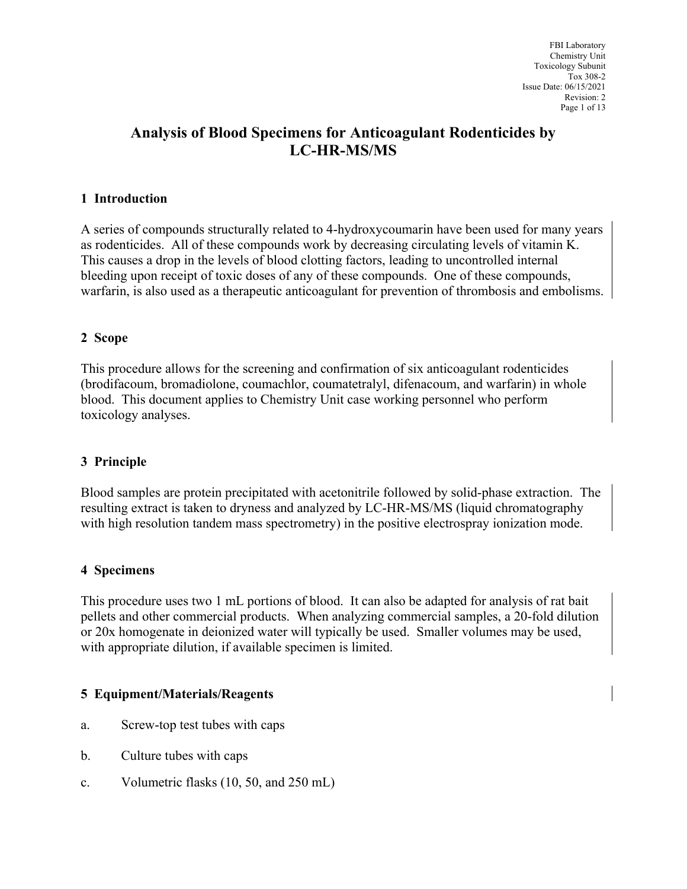# Analysis of Blood Specimens for Anticoagulant Rodenticides by LC-HR-MS/MS

## 1 Introduction

A series of compounds structurally related to 4-hydroxycoumarin have been used for many years as rodenticides. All of these compounds work by decreasing circulating levels of vitamin K. This causes a drop in the levels of blood clotting factors, leading to uncontrolled internal bleeding upon receipt of toxic doses of any of these compounds. One of these compounds, warfarin, is also used as a therapeutic anticoagulant for prevention of thrombosis and embolisms.

## 2 Scope

This procedure allows for the screening and confirmation of six anticoagulant rodenticides (brodifacoum, bromadiolone, coumachlor, coumatetralyl, difenacoum, and warfarin) in whole blood. This document applies to Chemistry Unit case working personnel who perform toxicology analyses.

## 3 Principle

Blood samples are protein precipitated with acetonitrile followed by solid-phase extraction. The resulting extract is taken to dryness and analyzed by LC-HR-MS/MS (liquid chromatography with high resolution tandem mass spectrometry) in the positive electrospray ionization mode.

## 4 Specimens

This procedure uses two 1 mL portions of blood. It can also be adapted for analysis of rat bait pellets and other commercial products. When analyzing commercial samples, a 20-fold dilution or 20x homogenate in deionized water will typically be used. Smaller volumes may be used, with appropriate dilution, if available specimen is limited.

## 5 Equipment/Materials/Reagents

a. Screw-top test tubes with caps

b. Culture tubes with caps

c. Volumetric flasks (10, 50, and 250 mL)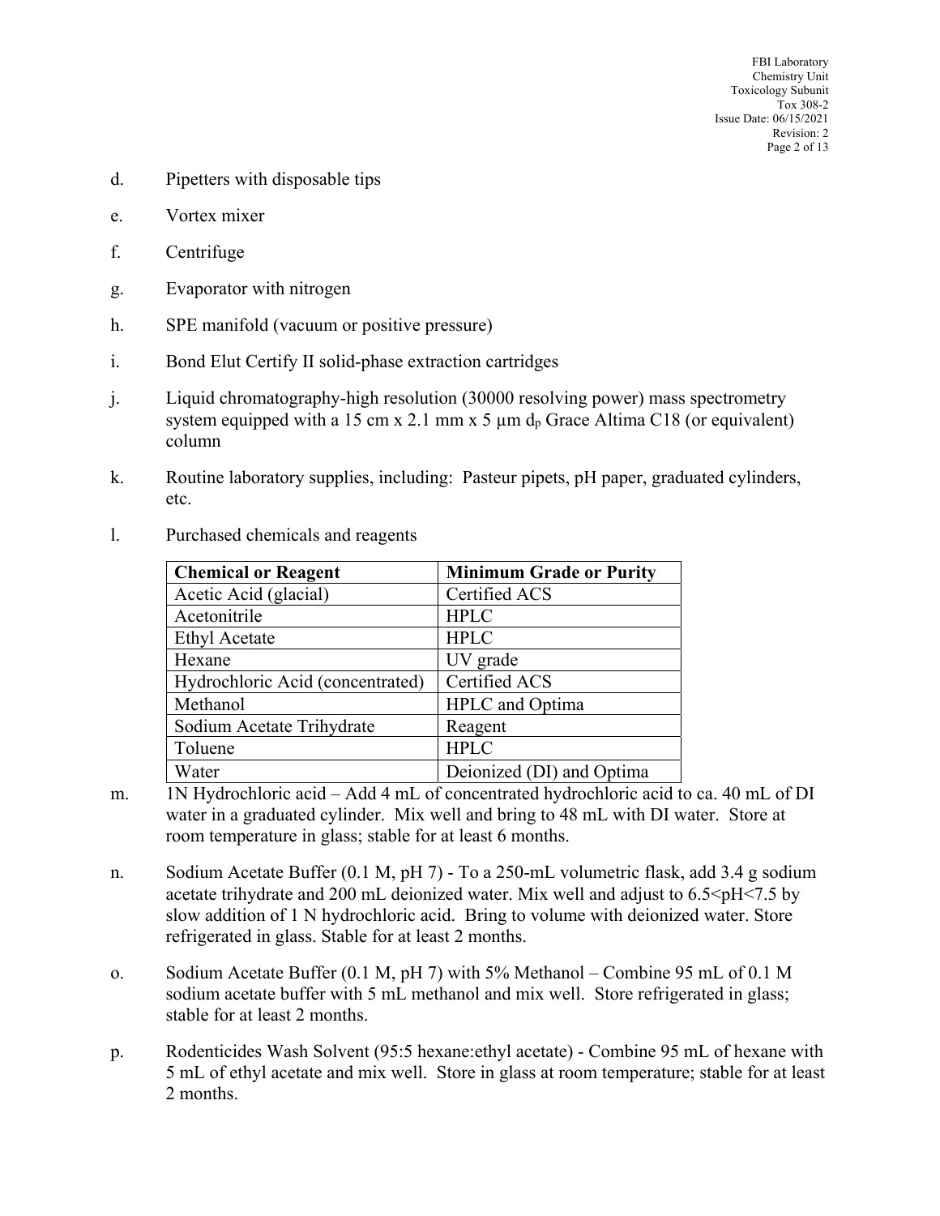d. Pipetters with disposable tips

e. Vortex mixer

f. Centrifuge

g. Evaporator with nitrogen

h. SPE manifold (vacuum or positive pressure)

i. Bond Elut Certify II solid-phase extraction cartridges

j. Liquid chromatography-high resolution (30000 resolving power) mass spectrometry system equipped with a 15 cm x 2.1 mm x 5 µm $d_p$ Grace Altima C18 (or equivalent) column

k. Routine laboratory supplies, including: Pasteur pipets, pH paper, graduated cylinders, etc.

l. Purchased chemicals and reagents

| Chemical or Reagent | Minimum Grade or Purity |
|---|---|
| Acetic Acid (glacial) | Certified ACS |
| Acetonitrile | HPLC |
| Ethyl Acetate | HPLC |
| Hexane | UV grade |
| Hydrochloric Acid (concentrated) | Certified ACS |
| Methanol | HPLC and Optima |
| Sodium Acetate Trihydrate | Reagent |
| Toluene | HPLC |
| Water | Deionized (DI) and Optima |

m. 1N Hydrochloric acid – Add 4 mL of concentrated hydrochloric acid to ca. 40 mL of DI water in a graduated cylinder. Mix well and bring to 48 mL with DI water. Store at room temperature in glass; stable for at least 6 months.

n. Sodium Acetate Buffer (0.1 M, pH 7) - To a 250-mL volumetric flask, add 3.4 g sodium acetate trihydrate and 200 mL deionized water. Mix well and adjust to 6.5<pH<7.5 by slow addition of 1 N hydrochloric acid. Bring to volume with deionized water. Store refrigerated in glass. Stable for at least 2 months.

o. Sodium Acetate Buffer (0.1 M, pH 7) with 5% Methanol – Combine 95 mL of 0.1 M sodium acetate buffer with 5 mL methanol and mix well. Store refrigerated in glass; stable for at least 2 months.

p. Rodenticides Wash Solvent (95:5 hexane:ethyl acetate) - Combine 95 mL of hexane with 5 mL of ethyl acetate and mix well. Store in glass at room temperature; stable for at least 2 months.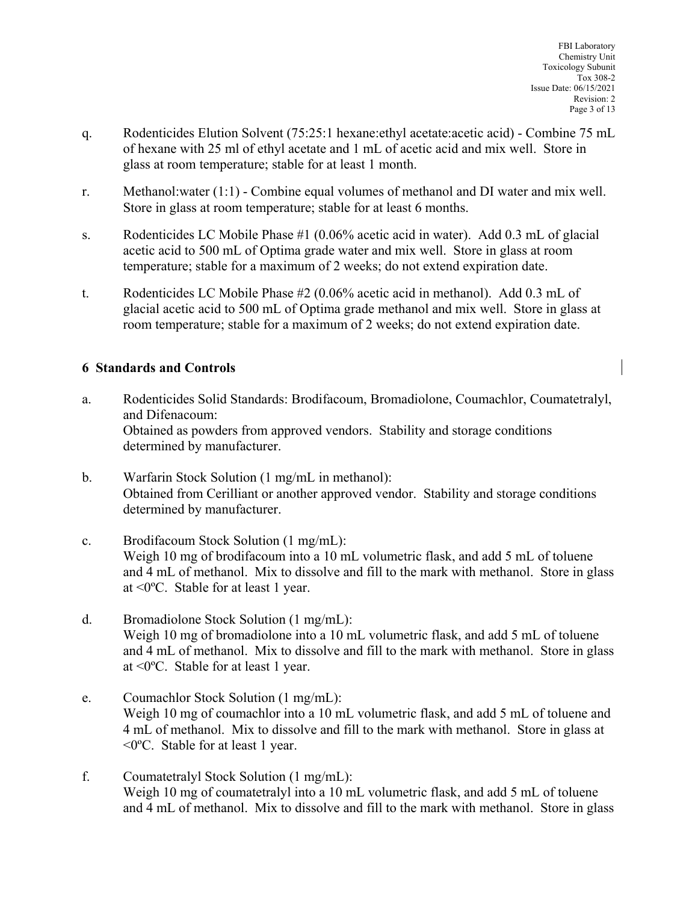q. Rodenticides Elution Solvent (75:25:1 hexane:ethyl acetate:acetic acid) - Combine 75 mL of hexane with 25 ml of ethyl acetate and 1 mL of acetic acid and mix well. Store in glass at room temperature; stable for at least 1 month.

r. Methanol:water (1:1) - Combine equal volumes of methanol and DI water and mix well. Store in glass at room temperature; stable for at least 6 months.

s. Rodenticides LC Mobile Phase #1 (0.06% acetic acid in water). Add 0.3 mL of glacial acetic acid to 500 mL of Optima grade water and mix well. Store in glass at room temperature; stable for a maximum of 2 weeks; do not extend expiration date.

t. Rodenticides LC Mobile Phase #2 (0.06% acetic acid in methanol). Add 0.3 mL of glacial acetic acid to 500 mL of Optima grade methanol and mix well. Store in glass at room temperature; stable for a maximum of 2 weeks; do not extend expiration date.

## 6 Standards and Controls

a. Rodenticides Solid Standards: Brodifacoum, Bromadiolone, Coumachlor, Coumatetralyl, and Difenacoum:
Obtained as powders from approved vendors. Stability and storage conditions determined by manufacturer.

b. Warfarin Stock Solution (1 mg/mL in methanol):
Obtained from Cerilliant or another approved vendor. Stability and storage conditions determined by manufacturer.

c. Brodifacoum Stock Solution (1 mg/mL):
Weigh 10 mg of brodifacoum into a 10 mL volumetric flask, and add 5 mL of toluene and 4 mL of methanol. Mix to dissolve and fill to the mark with methanol. Store in glass at <0ºC. Stable for at least 1 year.

d. Bromadiolone Stock Solution (1 mg/mL):
Weigh 10 mg of bromadiolone into a 10 mL volumetric flask, and add 5 mL of toluene and 4 mL of methanol. Mix to dissolve and fill to the mark with methanol. Store in glass at <0ºC. Stable for at least 1 year.

e. Coumachlor Stock Solution (1 mg/mL):
Weigh 10 mg of coumachlor into a 10 mL volumetric flask, and add 5 mL of toluene and 4 mL of methanol. Mix to dissolve and fill to the mark with methanol. Store in glass at <0ºC. Stable for at least 1 year.

f. Coumatetralyl Stock Solution (1 mg/mL):
Weigh 10 mg of coumatetralyl into a 10 mL volumetric flask, and add 5 mL of toluene and 4 mL of methanol. Mix to dissolve and fill to the mark with methanol. Store in glass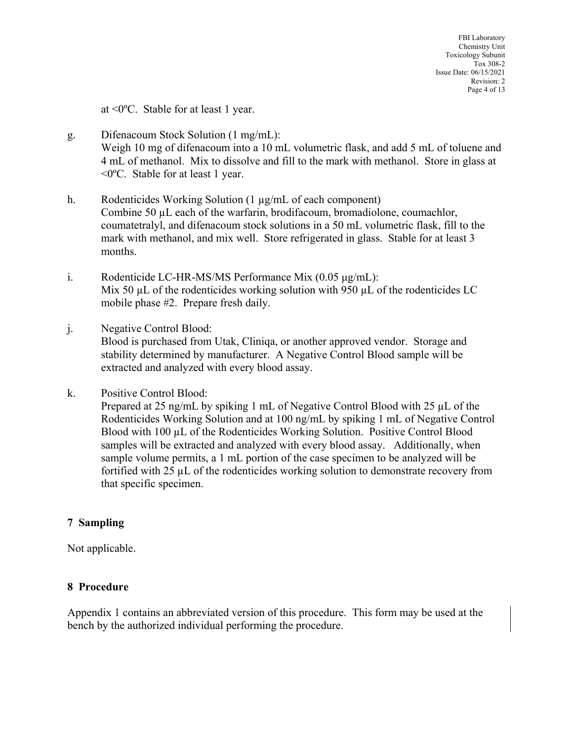at <0ºC. Stable for at least 1 year.

g. Difenacoum Stock Solution (1 mg/mL):
Weigh 10 mg of difenacoum into a 10 mL volumetric flask, and add 5 mL of toluene and 4 mL of methanol. Mix to dissolve and fill to the mark with methanol. Store in glass at <0ºC. Stable for at least 1 year.

h. Rodenticides Working Solution (1 µg/mL of each component)
Combine 50 µL each of the warfarin, brodifacoum, bromadiolone, coumachlor, coumatetralyl, and difenacoum stock solutions in a 50 mL volumetric flask, fill to the mark with methanol, and mix well. Store refrigerated in glass. Stable for at least 3 months.

i. Rodenticide LC-HR-MS/MS Performance Mix (0.05 µg/mL):
Mix 50 µL of the rodenticides working solution with 950 µL of the rodenticides LC mobile phase #2. Prepare fresh daily.

j. Negative Control Blood:
Blood is purchased from Utak, Cliniqa, or another approved vendor. Storage and stability determined by manufacturer. A Negative Control Blood sample will be extracted and analyzed with every blood assay.

k. Positive Control Blood:
Prepared at 25 ng/mL by spiking 1 mL of Negative Control Blood with 25 µL of the Rodenticides Working Solution and at 100 ng/mL by spiking 1 mL of Negative Control Blood with 100 µL of the Rodenticides Working Solution. Positive Control Blood samples will be extracted and analyzed with every blood assay. Additionally, when sample volume permits, a 1 mL portion of the case specimen to be analyzed will be fortified with 25 µL of the rodenticides working solution to demonstrate recovery from that specific specimen.

## 7 Sampling

Not applicable.

## 8 Procedure

Appendix 1 contains an abbreviated version of this procedure. This form may be used at the bench by the authorized individual performing the procedure.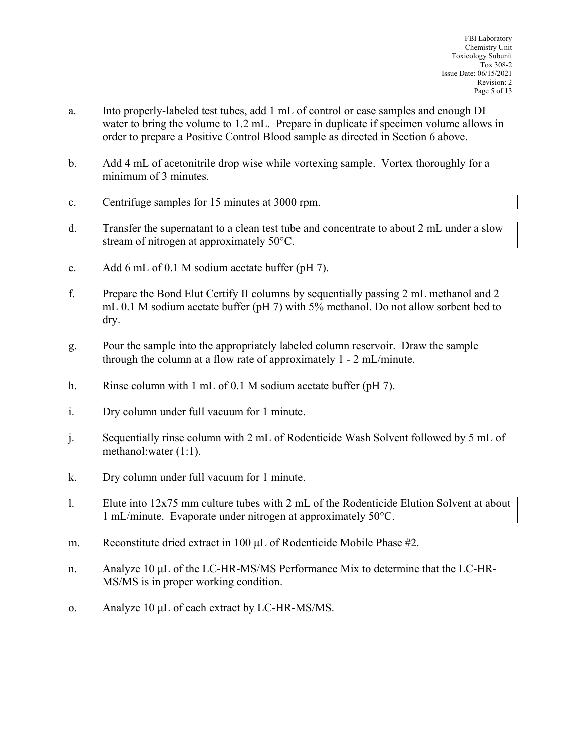a. Into properly-labeled test tubes, add 1 mL of control or case samples and enough DI water to bring the volume to 1.2 mL. Prepare in duplicate if specimen volume allows in order to prepare a Positive Control Blood sample as directed in Section 6 above.

b. Add 4 mL of acetonitrile drop wise while vortexing sample. Vortex thoroughly for a minimum of 3 minutes.

c. Centrifuge samples for 15 minutes at 3000 rpm.

d. Transfer the supernatant to a clean test tube and concentrate to about 2 mL under a slow stream of nitrogen at approximately 50°C.

e. Add 6 mL of 0.1 M sodium acetate buffer (pH 7).

f. Prepare the Bond Elut Certify II columns by sequentially passing 2 mL methanol and 2 mL 0.1 M sodium acetate buffer (pH 7) with 5% methanol. Do not allow sorbent bed to dry.

g. Pour the sample into the appropriately labeled column reservoir. Draw the sample through the column at a flow rate of approximately 1 - 2 mL/minute.

h. Rinse column with 1 mL of 0.1 M sodium acetate buffer (pH 7).

i. Dry column under full vacuum for 1 minute.

j. Sequentially rinse column with 2 mL of Rodenticide Wash Solvent followed by 5 mL of methanol:water (1:1).

k. Dry column under full vacuum for 1 minute.

l. Elute into 12x75 mm culture tubes with 2 mL of the Rodenticide Elution Solvent at about 1 mL/minute. Evaporate under nitrogen at approximately 50°C.

m. Reconstitute dried extract in 100 µL of Rodenticide Mobile Phase #2.

n. Analyze 10 µL of the LC-HR-MS/MS Performance Mix to determine that the LC-HR-MS/MS is in proper working condition.

o. Analyze 10 µL of each extract by LC-HR-MS/MS.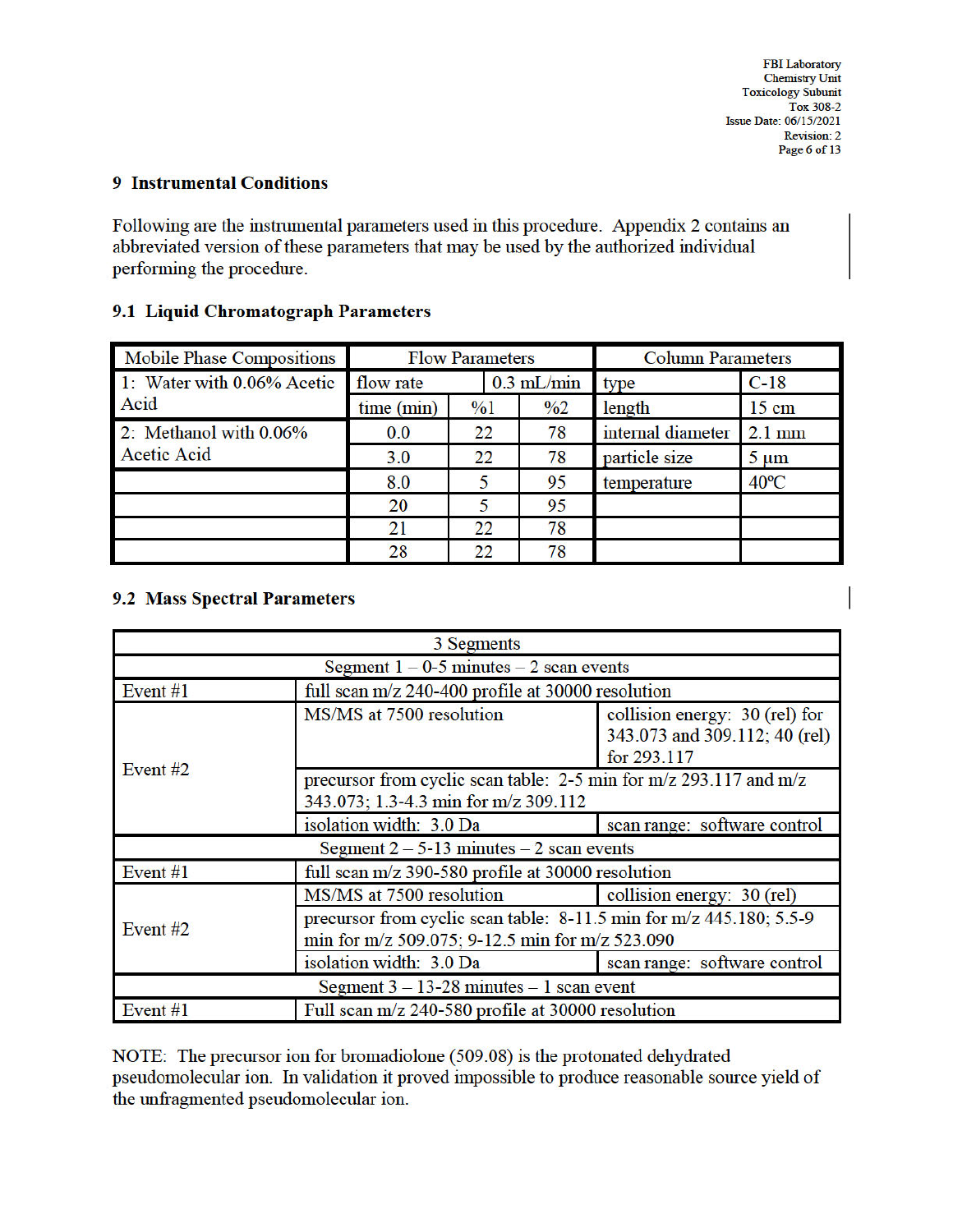## 9 Instrumental Conditions

Following are the instrumental parameters used in this procedure. Appendix 2 contains an abbreviated version of these parameters that may be used by the authorized individual performing the procedure.

### 9.1 Liquid Chromatograph Parameters

| Mobile Phase Compositions | Flow Parameters | | | Column Parameters | |
|---|---|---|---|---|---|
| 1: Water with 0.06% Acetic Acid | flow rate | | 0.3 mL/min | type | C-18 |
| | time (min) | %1 | %2 | length | 15 cm |
| 2: Methanol with 0.06% Acetic Acid | 0.0 | 22 | 78 | internal diameter | 2.1 mm |
| | 3.0 | 22 | 78 | particle size | 5 µm |
| | 8.0 | 5 | 95 | temperature | 40ºC |
| | 20 | 5 | 95 | | |
| | 21 | 22 | 78 | | |
| | 28 | 22 | 78 | | |

### 9.2 Mass Spectral Parameters

| 3 Segments | | |
|---|---|---|
| Segment 1 – 0-5 minutes – 2 scan events | | |
| Event #1 | full scan m/z 240-400 profile at 30000 resolution | |
| Event #2 | MS/MS at 7500 resolution | collision energy: 30 (rel) for 343.073 and 309.112; 40 (rel) for 293.117 |
| | precursor from cyclic scan table: 2-5 min for m/z 293.117 and m/z 343.073; 1.3-4.3 min for m/z 309.112 | |
| | isolation width: 3.0 Da | scan range: software control |
| Segment 2 – 5-13 minutes – 2 scan events | | |
| Event #1 | full scan m/z 390-580 profile at 30000 resolution | |
| Event #2 | MS/MS at 7500 resolution | collision energy: 30 (rel) |
| | precursor from cyclic scan table: 8-11.5 min for m/z 445.180; 5.5-9 min for m/z 509.075; 9-12.5 min for m/z 523.090 | |
| | isolation width: 3.0 Da | scan range: software control |
| Segment 3 – 13-28 minutes – 1 scan event | | |
| Event #1 | Full scan m/z 240-580 profile at 30000 resolution | |

NOTE: The precursor ion for bromadiolone (509.08) is the protonated dehydrated pseudomolecular ion. In validation it proved impossible to produce reasonable source yield of the unfragmented pseudomolecular ion.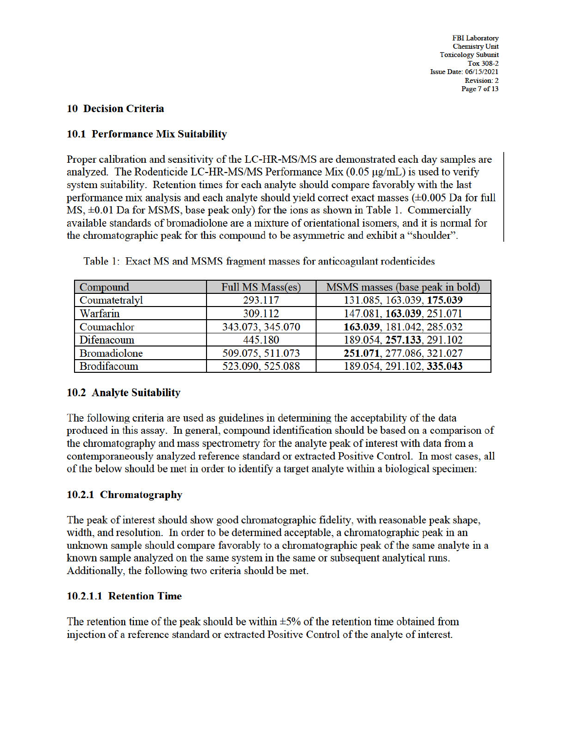## 10 Decision Criteria

### 10.1 Performance Mix Suitability

Proper calibration and sensitivity of the LC-HR-MS/MS are demonstrated each day samples are analyzed. The Rodenticide LC-HR-MS/MS Performance Mix (0.05 µg/mL) is used to verify system suitability. Retention times for each analyte should compare favorably with the last performance mix analysis and each analyte should yield correct exact masses (±0.005 Da for full MS, ±0.01 Da for MSMS, base peak only) for the ions as shown in Table 1. Commercially available standards of bromadiolone are a mixture of orientational isomers, and it is normal for the chromatographic peak for this compound to be asymmetric and exhibit a "shoulder".

Table 1: Exact MS and MSMS fragment masses for anticoagulant rodenticides

| Compound | Full MS Mass(es) | MSMS masses (base peak in bold) |
|---|---|---|
| Coumatetralyl | 293.117 | 131.085, 163.039, **175.039** |
| Warfarin | 309.112 | 147.081, **163.039**, 251.071 |
| Coumachlor | 343.073, 345.070 | **163.039**, 181.042, 285.032 |
| Difenacoum | 445.180 | 189.054, **257.133**, 291.102 |
| Bromadiolone | 509.075, 511.073 | **251.071**, 277.086, 321.027 |
| Brodifacoum | 523.090, 525.088 | 189.054, 291.102, **335.043** |

### 10.2 Analyte Suitability

The following criteria are used as guidelines in determining the acceptability of the data produced in this assay. In general, compound identification should be based on a comparison of the chromatography and mass spectrometry for the analyte peak of interest with data from a contemporaneously analyzed reference standard or extracted Positive Control. In most cases, all of the below should be met in order to identify a target analyte within a biological specimen:

#### 10.2.1 Chromatography

The peak of interest should show good chromatographic fidelity, with reasonable peak shape, width, and resolution. In order to be determined acceptable, a chromatographic peak in an unknown sample should compare favorably to a chromatographic peak of the same analyte in a known sample analyzed on the same system in the same or subsequent analytical runs. Additionally, the following two criteria should be met.

##### 10.2.1.1 Retention Time

The retention time of the peak should be within ±5% of the retention time obtained from injection of a reference standard or extracted Positive Control of the analyte of interest.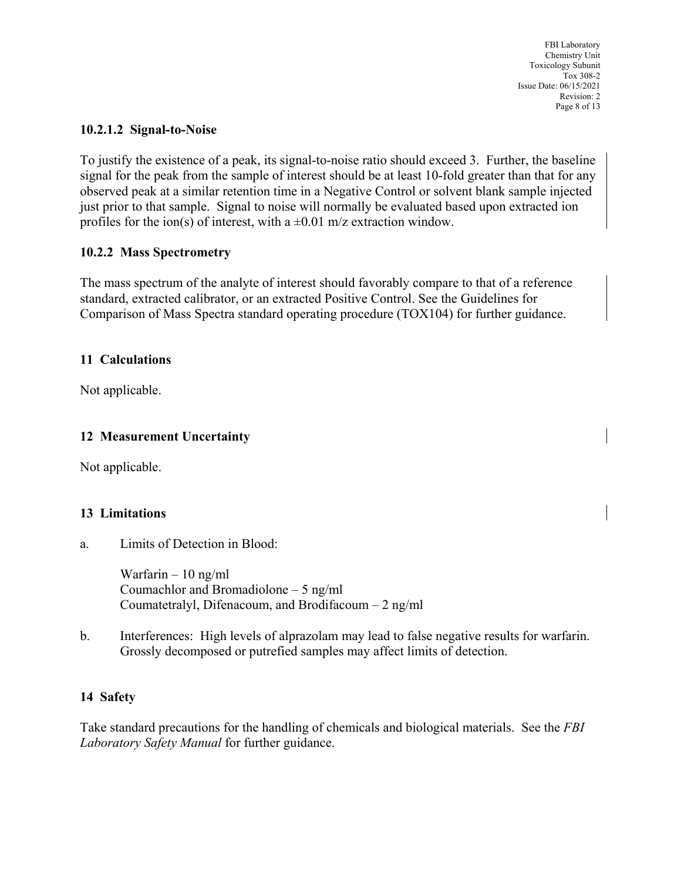#### 10.2.1.2 Signal-to-Noise

To justify the existence of a peak, its signal-to-noise ratio should exceed 3. Further, the baseline signal for the peak from the sample of interest should be at least 10-fold greater than that for any observed peak at a similar retention time in a Negative Control or solvent blank sample injected just prior to that sample. Signal to noise will normally be evaluated based upon extracted ion profiles for the ion(s) of interest, with a ±0.01 m/z extraction window.

### 10.2.2 Mass Spectrometry

The mass spectrum of the analyte of interest should favorably compare to that of a reference standard, extracted calibrator, or an extracted Positive Control. See the Guidelines for Comparison of Mass Spectra standard operating procedure (TOX104) for further guidance.

## 11 Calculations

Not applicable.

## 12 Measurement Uncertainty

Not applicable.

## 13 Limitations

a. Limits of Detection in Blood:

   Warfarin – 10 ng/ml
   Coumachlor and Bromadiolone – 5 ng/ml
   Coumatetralyl, Difenacoum, and Brodifacoum – 2 ng/ml

b. Interferences: High levels of alprazolam may lead to false negative results for warfarin. Grossly decomposed or putrefied samples may affect limits of detection.

## 14 Safety

Take standard precautions for the handling of chemicals and biological materials. See the *FBI Laboratory Safety Manual* for further guidance.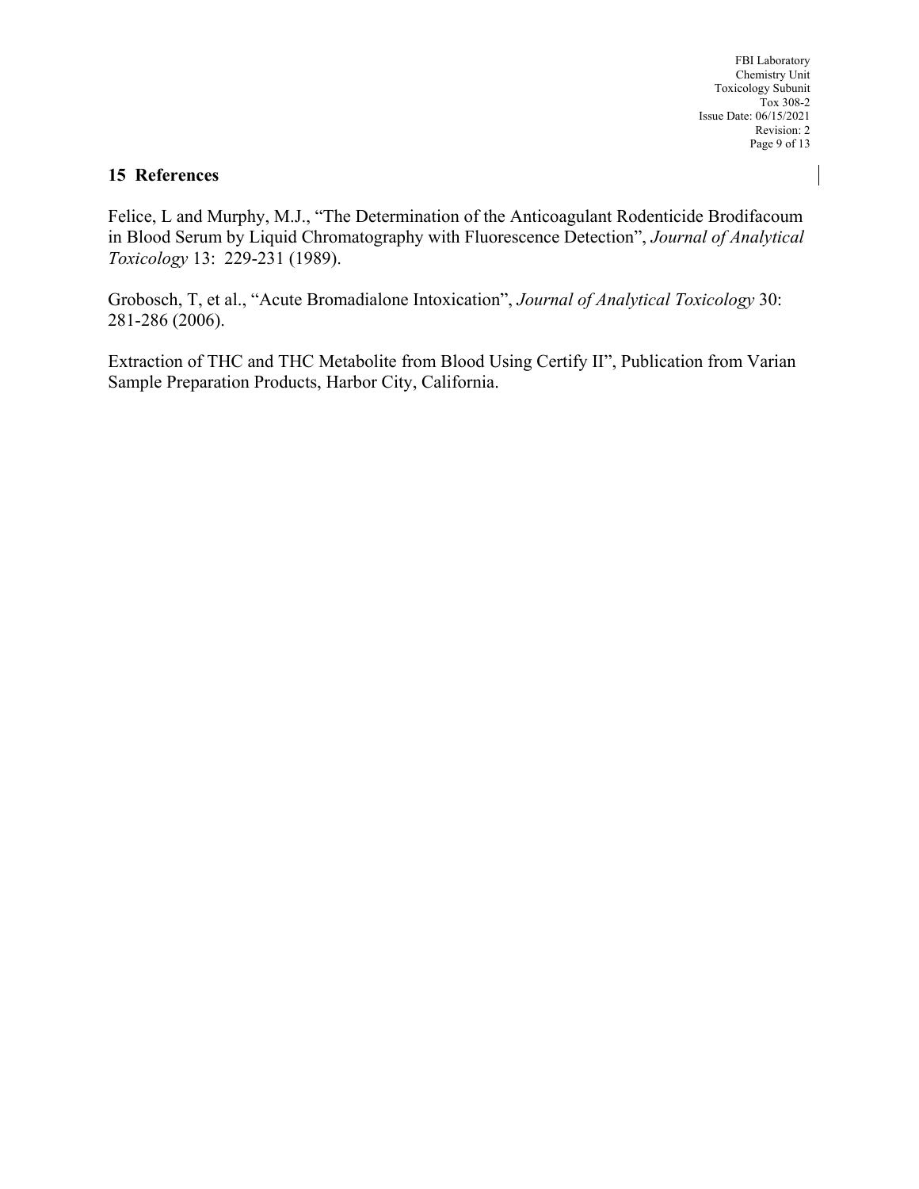## 15 References

Felice, L and Murphy, M.J., "The Determination of the Anticoagulant Rodenticide Brodifacoum in Blood Serum by Liquid Chromatography with Fluorescence Detection", *Journal of Analytical Toxicology* 13: 229-231 (1989).

Grobosch, T, et al., "Acute Bromadialone Intoxication", *Journal of Analytical Toxicology* 30: 281-286 (2006).

Extraction of THC and THC Metabolite from Blood Using Certify II", Publication from Varian Sample Preparation Products, Harbor City, California.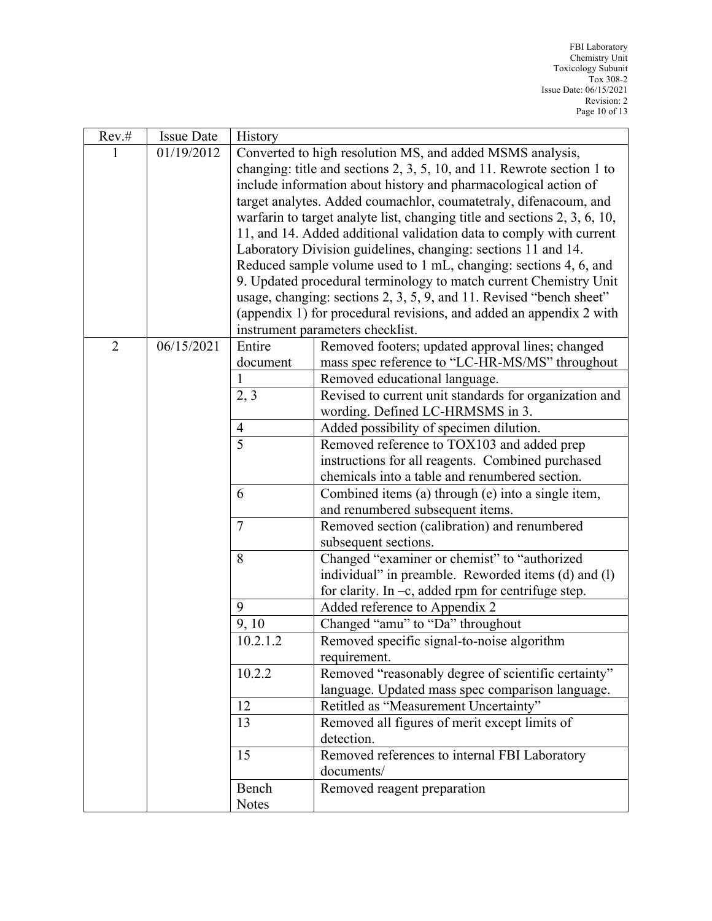| Rev.# | Issue Date | History | |
|---|---|---|---|
| 1 | 01/19/2012 | Converted to high resolution MS, and added MSMS analysis, changing: title and sections 2, 3, 5, 10, and 11. Rewrote section 1 to include information about history and pharmacological action of target analytes. Added coumachlor, coumatetraly, difenacoum, and warfarin to target analyte list, changing title and sections 2, 3, 6, 10, 11, and 14. Added additional validation data to comply with current Laboratory Division guidelines, changing: sections 11 and 14. Reduced sample volume used to 1 mL, changing: sections 4, 6, and 9. Updated procedural terminology to match current Chemistry Unit usage, changing: sections 2, 3, 5, 9, and 11. Revised "bench sheet" (appendix 1) for procedural revisions, and added an appendix 2 with instrument parameters checklist. | |
| 2 | 06/15/2021 | Entire document | Removed footers; updated approval lines; changed mass spec reference to "LC-HR-MS/MS" throughout |
| | | 1 | Removed educational language. |
| | | 2, 3 | Revised to current unit standards for organization and wording. Defined LC-HRMSMS in 3. |
| | | 4 | Added possibility of specimen dilution. |
| | | 5 | Removed reference to TOX103 and added prep instructions for all reagents. Combined purchased chemicals into a table and renumbered section. |
| | | 6 | Combined items (a) through (e) into a single item, and renumbered subsequent items. |
| | | 7 | Removed section (calibration) and renumbered subsequent sections. |
| | | 8 | Changed "examiner or chemist" to "authorized individual" in preamble. Reworded items (d) and (l) for clarity. In –c, added rpm for centrifuge step. |
| | | 9 | Added reference to Appendix 2 |
| | | 9, 10 | Changed "amu" to "Da" throughout |
| | | 10.2.1.2 | Removed specific signal-to-noise algorithm requirement. |
| | | 10.2.2 | Removed "reasonably degree of scientific certainty" language. Updated mass spec comparison language. |
| | | 12 | Retitled as "Measurement Uncertainty" |
| | | 13 | Removed all figures of merit except limits of detection. |
| | | 15 | Removed references to internal FBI Laboratory documents/ |
| | | Bench Notes | Removed reagent preparation |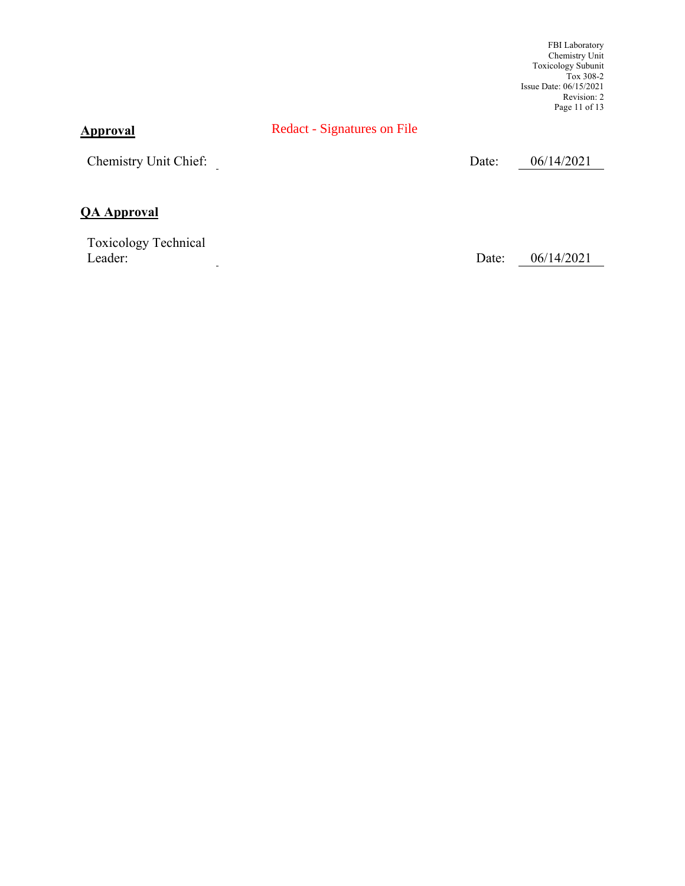## Approval

Redact - Signatures on File

Chemistry Unit Chief: Date: 06/14/2021

## QA Approval

Toxicology Technical Leader: Date: 06/14/2021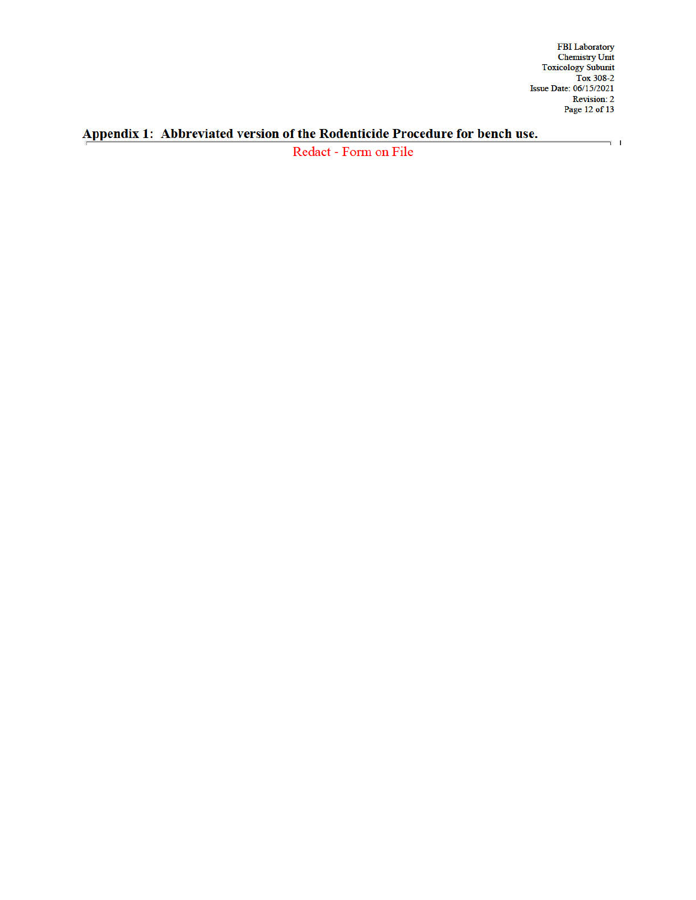## Appendix 1: Abbreviated version of the Rodenticide Procedure for bench use.

Redact - Form on File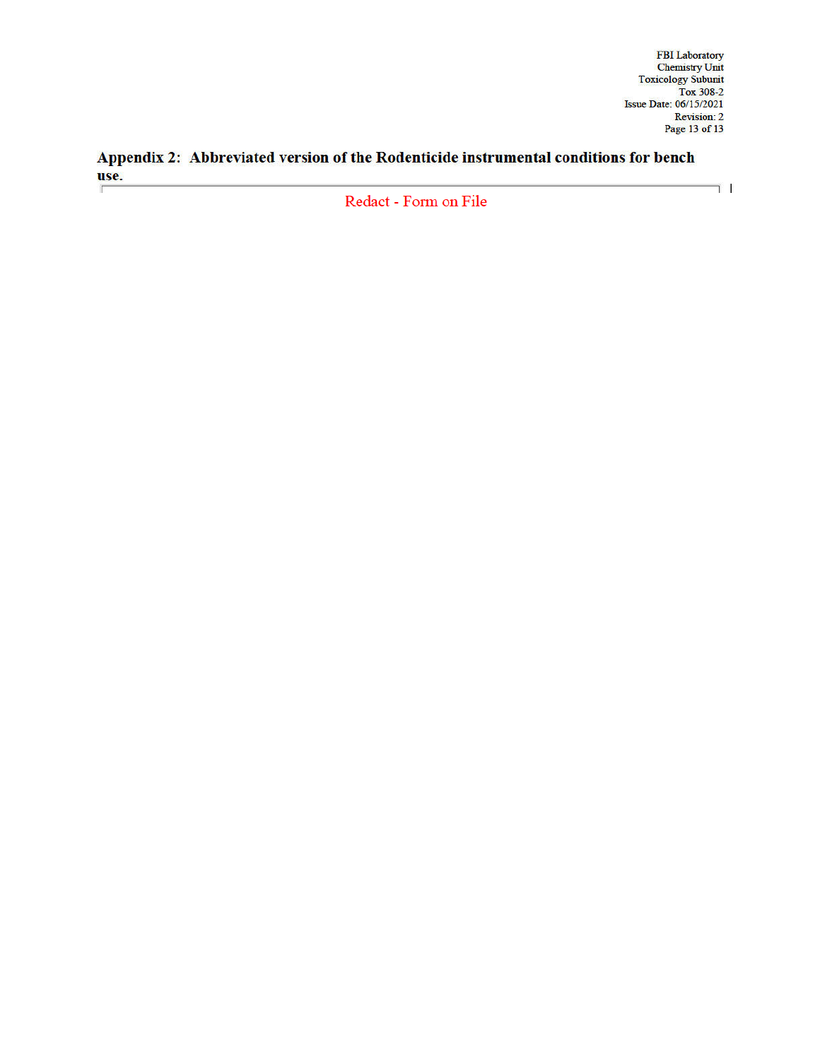## Appendix 2: Abbreviated version of the Rodenticide instrumental conditions for bench use.

Redact - Form on File